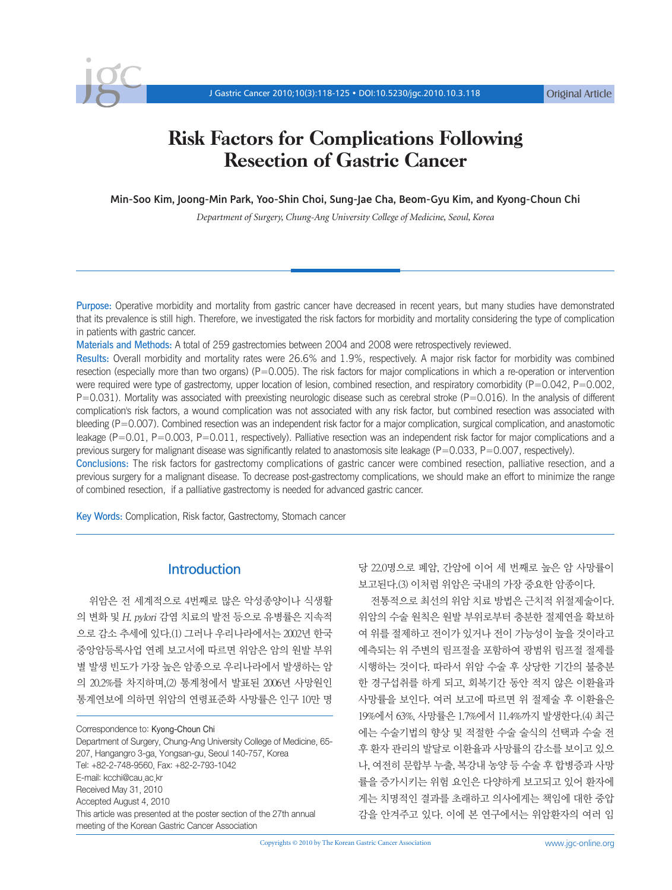# Risk Factors for Complications Following Resection of Gastric Cancer

Min-Soo Kim, Joong-Min Park, Yoo-Shin Choi, Sung-Jae Cha, Beom-Gyu Kim, and Kyong-Choun Chi

*Department of Surgery, Chung-Ang University College of Medicine, Seoul, Korea*

**Purpose:** Operative morbidity and mortality from gastric cancer have decreased in recent years, but many studies have demonstrated that its prevalence is still high. Therefore, we investigated the risk factors for morbidity and mortality considering the type of complication in patients with gastric cancer.

**Materials and Methods:** A total of 259 gastrectomies between 2004 and 2008 were retrospectively reviewed.

**Results:** Overall morbidity and mortality rates were 26.6% and 1.9%, respectively. A major risk factor for morbidity was combined resection (especially more than two organs) (P=0.005). The risk factors for major complications in which a re-operation or intervention were required were type of gastrectomy, upper location of lesion, combined resection, and respiratory comorbidity (P=0.042, P=0.002, P=0.031). Mortality was associated with preexisting neurologic disease such as cerebral stroke (P=0.016). In the analysis of different complication's risk factors, a wound complication was not associated with any risk factor, but combined resection was associated with bleeding (P=0.007). Combined resection was an independent risk factor for a major complication, surgical complication, and anastomotic leakage (P=0.01, P=0.003, P=0.011, respectively). Palliative resection was an independent risk factor for major complications and a previous surgery for malignant disease was significantly related to anastomosis site leakage (P=0.033, P=0.007, respectively).

**Conclusions:** The risk factors for gastrectomy complications of gastric cancer were combined resection, palliative resection, and a previous surgery for a malignant disease. To decrease post-gastrectomy complications, we should make an effort to minimize the range of combined resection, if a palliative gastrectomy is needed for advanced gastric cancer.

**Key Words:** Complication, Risk factor, Gastrectomy, Stomach cancer

## Introduction

위암은 전 세계적으로 4번째로 많은 악성종양이나 식생활의 변화 및 *H. pylori* 감염 치료의 발전 등으로 유병률은 지속적으로 감소 추세에 있다.(1) 그러나 우리나라에서는 2002년 한국 중앙암등록사업 연례 보고서에 따르면 위암은 암의 원발 부위별 발생 빈도가 가장 높은 암종으로 우리나라에서 발생하는 암의 20.2%를 차지하며,(2) 통계청에서 발표된 2006년 사망원인 통계연보에 의하면 위암의 연령표준화 사망률은 인구 10만 명당 22.0명으로 폐암, 간암에 이어 세 번째로 높은 암 사망률이 보고된다.(3) 이처럼 위암은 국내의 가장 중요한 암종이다.

전통적으로 최선의 위암 치료 방법은 근치적 위절제술이다. 위암의 수술 원칙은 원발 부위로부터 충분한 절제연을 확보하여 위를 절제하고 전이가 있거나 전이 가능성이 높을 것이라고 예측되는 위 주변의 림프절을 포함하여 광범위 림프절 절제를 시행하는 것이다. 따라서 위암 수술 후 상당한 기간의 불충분한 경구섭취를 하게 되고, 회복기간 동안 적지 않은 이환율과 사망률을 보인다. 여러 보고에 따르면 위 절제술 후 이환율은 19%에서 63%, 사망률은 1.7%에서 11.4%까지 발생한다.(4) 최근에는 수술기법의 향상 및 적절한 수술 술식의 선택과 수술 전후 환자 관리의 발달로 이환율과 사망률의 감소를 보이고 있으나, 여전히 문합부 누출, 복강내 농양 등 수술 후 합병증과 사망률을 증가시키는 위험 요인은 다양하게 보고되고 있어 환자에게는 치명적인 결과를 초래하고 의사에게는 책임에 대한 중압감을 안겨주고 있다. 이에 본 연구에서는 위암환자의 여러 임

Correspondence to: Kyong-Choun Chi
Department of Surgery, Chung-Ang University College of Medicine, 65-207, Hangangro 3-ga, Yongsan-gu, Seoul 140-757, Korea
Tel: +82-2-748-9560, Fax: +82-2-793-1042
E-mail: kcchi@cau.ac.kr
Received May 31, 2010
Accepted August 4, 2010
This article was presented at the poster section of the 27th annual meeting of the Korean Gastric Cancer Association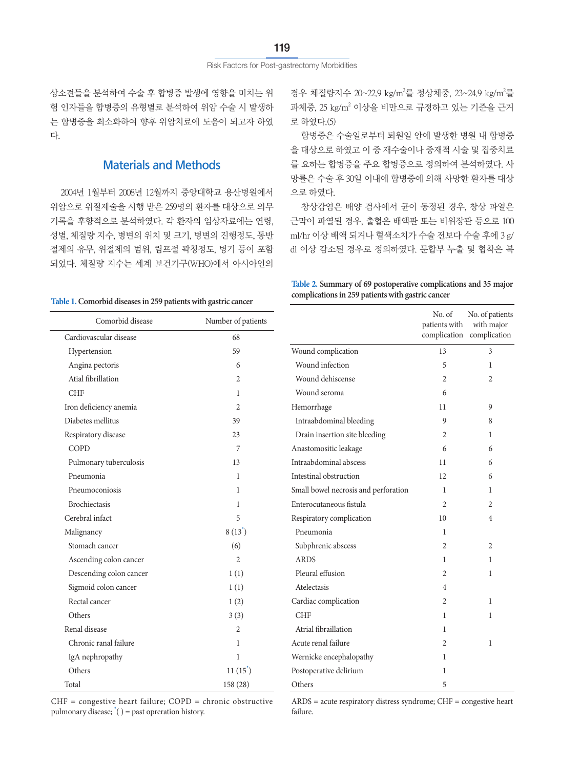상소견들을 분석하여 수술 후 합병증 발생에 영향을 미치는 위험 인자들을 합병증의 유형별로 분석하여 위암 수술 시 발생하는 합병증을 최소화하여 향후 위암치료에 도움이 되고자 하였다.

## Materials and Methods

2004년 1월부터 2008년 12월까지 중앙대학교 용산병원에서 위암으로 위절제술을 시행 받은 259명의 환자를 대상으로 의무기록을 후향적으로 분석하였다. 각 환자의 임상자료에는 연령, 성별, 체질량 지수, 병변의 위치 및 크기, 병변의 진행정도, 동반절제의 유무, 위절제의 범위, 림프절 곽청정도, 병기 등이 포함되었다. 체질량 지수는 세계 보건기구(WHO)에서 아시아인의 경우 체질량지수 20~22.9 kg/m$^2$를 정상체중, 23~24.9 kg/m$^2$를 과체중, 25 kg/m$^2$ 이상을 비만으로 규정하고 있는 기준을 근거로 하였다.(5)

합병증은 수술일로부터 퇴원일 안에 발생한 병원 내 합병증을 대상으로 하였고 이 중 재수술이나 중재적 시술 및 집중치료를 요하는 합병증을 주요 합병증으로 정의하여 분석하였다. 사망률은 수술 후 30일 이내에 합병증에 의해 사망한 환자를 대상으로 하였다.

창상감염은 배양 검사에서 균이 동정된 경우, 창상 파열은 근막이 파열된 경우, 출혈은 배액관 또는 비위장관 등으로 100 ml/hr 이상 배액 되거나 혈색소치가 수술 전보다 수술 후에 3 g/dl 이상 감소된 경우로 정의하였다. 문합부 누출 및 협착은 복

**Table 1.** Comorbid diseases in 259 patients with gastric cancer

| Comorbid disease | Number of patients |
|---|---|
| Cardiovascular disease | 68 |
| Hypertension | 59 |
| Angina pectoris | 6 |
| Atial fibrillation | 2 |
| CHF | 1 |
| Iron deficiency anemia | 2 |
| Diabetes mellitus | 39 |
| Respiratory disease | 23 |
| COPD | 7 |
| Pulmonary tuberculosis | 13 |
| Pneumonia | 1 |
| Pneumoconiosis | 1 |
| Brochiectasis | 1 |
| Cerebral infact | 5 |
| Malignancy | 8 (13*) |
| Stomach cancer | (6) |
| Ascending colon cancer | 2 |
| Descending colon cancer | 1 (1) |
| Sigmoid colon cancer | 1 (1) |
| Rectal cancer | 1 (2) |
| Others | 3 (3) |
| Renal disease | 2 |
| Chronic ranal failure | 1 |
| IgA nephropathy | 1 |
| Others | 11 (15*) |
| Total | 158 (28) |

CHF = congestive heart failure; COPD = chronic obstructive pulmonary disease; *( ) = past opreration history.

**Table 2.** Summary of 69 postoperative complications and 35 major complications in 259 patients with gastric cancer

| | No. of patients with complication | No. of patients with major complication |
|---|---|---|
| Wound complication | 13 | 3 |
| Wound infection | 5 | 1 |
| Wound dehiscense | 2 | 2 |
| Wound seroma | 6 | |
| Hemorrhage | 11 | 9 |
| Intraabdominal bleeding | 9 | 8 |
| Drain insertion site bleeding | 2 | 1 |
| Anastomositic leakage | 6 | 6 |
| Intraabdominal abscess | 11 | 6 |
| Intestinal obstruction | 12 | 6 |
| Small bowel necrosis and perforation | 1 | 1 |
| Enterocutaneous fistula | 2 | 2 |
| Respiratory complication | 10 | 4 |
| Pneumonia | 1 | |
| Subphrenic abscess | 2 | 2 |
| ARDS | 1 | 1 |
| Pleural effusion | 2 | 1 |
| Atelectasis | 4 | |
| Cardiac complication | 2 | 1 |
| CHF | 1 | 1 |
| Atrial fibraillation | 1 | |
| Acute renal failure | 2 | 1 |
| Wernicke encephalopathy | 1 | |
| Postoperative delirium | 1 | |
| Others | 5 | |

ARDS = acute respiratory distress syndrome; CHF = congestive heart failure.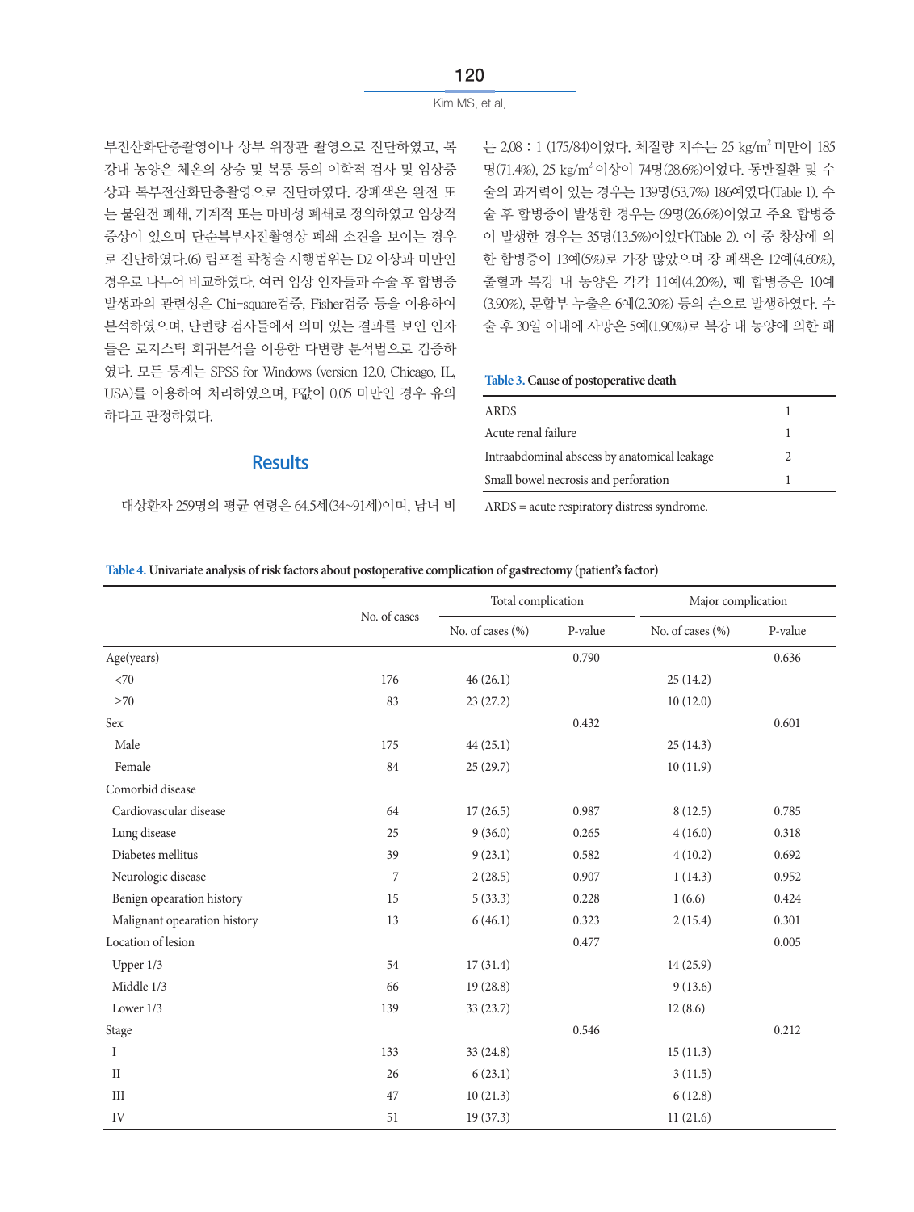부전산화단층촬영이나 상부 위장관 촬영으로 진단하였고, 복강내 농양은 체온의 상승 및 복통 등의 이학적 검사 및 임상증상과 복부전산화단층촬영으로 진단하였다. 장폐색은 완전 또는 불완전 폐쇄, 기계적 또는 마비성 폐쇄로 정의하였고 임상적 증상이 있으며 단순복부사진촬영상 폐쇄 소견을 보이는 경우로 진단하였다.(6) 림프절 곽청술 시행범위는 D2 이상과 미만인 경우로 나누어 비교하였다. 여러 임상 인자들과 수술 후 합병증 발생과의 관련성은 Chi-square검증, Fisher검증 등을 이용하여 분석하였으며, 단변량 검사들에서 의미 있는 결과를 보인 인자들은 로지스틱 회귀분석을 이용한 다변량 분석법으로 검증하였다. 모든 통계는 SPSS for Windows (version 12.0, Chicago, IL, USA)를 이용하여 처리하였으며, P값이 0.05 미만인 경우 유의하다고 판정하였다.

## Results

대상환자 259명의 평균 연령은 64.5세(34~91세)이며, 남녀 비는 2.08 : 1 (175/84)이었다. 체질량 지수는 25 kg/m$^2$ 미만이 185명(71.4%), 25 kg/m$^2$ 이상이 74명(28.6%)이었다. 동반질환 및 수술의 과거력이 있는 경우는 139명(53.7%) 186예였다(Table 1). 수술 후 합병증이 발생한 경우는 69명(26.6%)이었고 주요 합병증이 발생한 경우는 35명(13.5%)이었다(Table 2). 이 중 창상에 의한 합병증이 13예(5%)로 가장 많았으며 장 폐색은 12예(4.60%), 출혈과 복강 내 농양은 각각 11예(4.20%), 폐 합병증은 10예(3.90%), 문합부 누출은 6예(2.30%) 등의 순으로 발생하였다. 수술 후 30일 이내에 사망은 5예(1.90%)로 복강 내 농양에 의한 패

**Table 3.** Cause of postoperative death

| | |
|---|---|
| ARDS | 1 |
| Acute renal failure | 1 |
| Intraabdominal abscess by anatomical leakage | 2 |
| Small bowel necrosis and perforation | 1 |

ARDS = acute respiratory distress syndrome.

**Table 4.** Univariate analysis of risk factors about postoperative complication of gastrectomy (patient's factor)

| | No. of cases | Total complication | | Major complication | |
|---|---|---|---|---|---|
| | | No. of cases (%) | P-value | No. of cases (%) | P-value |
| Age(years) | | | 0.790 | | 0.636 |
| <70 | 176 | 46 (26.1) | | 25 (14.2) | |
| ≥70 | 83 | 23 (27.2) | | 10 (12.0) | |
| Sex | | | 0.432 | | 0.601 |
| Male | 175 | 44 (25.1) | | 25 (14.3) | |
| Female | 84 | 25 (29.7) | | 10 (11.9) | |
| Comorbid disease | | | | | |
| Cardiovascular disease | 64 | 17 (26.5) | 0.987 | 8 (12.5) | 0.785 |
| Lung disease | 25 | 9 (36.0) | 0.265 | 4 (16.0) | 0.318 |
| Diabetes mellitus | 39 | 9 (23.1) | 0.582 | 4 (10.2) | 0.692 |
| Neurologic disease | 7 | 2 (28.5) | 0.907 | 1 (14.3) | 0.952 |
| Benign opeartion history | 15 | 5 (33.3) | 0.228 | 1 (6.6) | 0.424 |
| Malignant opeartion history | 13 | 6 (46.1) | 0.323 | 2 (15.4) | 0.301 |
| Location of lesion | | | 0.477 | | 0.005 |
| Upper 1/3 | 54 | 17 (31.4) | | 14 (25.9) | |
| Middle 1/3 | 66 | 19 (28.8) | | 9 (13.6) | |
| Lower 1/3 | 139 | 33 (23.7) | | 12 (8.6) | |
| Stage | | | 0.546 | | 0.212 |
| I | 133 | 33 (24.8) | | 15 (11.3) | |
| II | 26 | 6 (23.1) | | 3 (11.5) | |
| III | 47 | 10 (21.3) | | 6 (12.8) | |
| IV | 51 | 19 (37.3) | | 11 (21.6) | |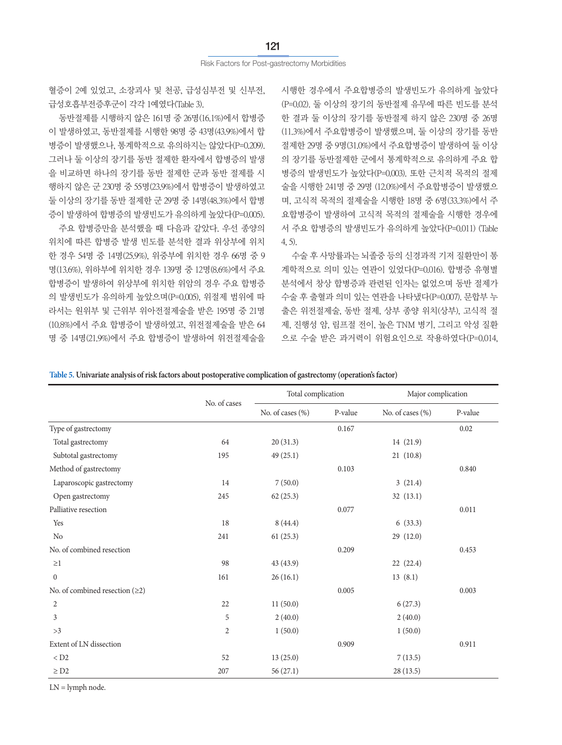혈증이 2예 있었고, 소장괴사 및 천공, 급성심부전 및 신부전, 급성호흡부전증후군이 각각 1예였다(Table 3).

동반절제를 시행하지 않은 161명 중 26명(16.1%)에서 합병증이 발생하였고, 동반절제를 시행한 98명 중 43명(43.9%)에서 합병증이 발생했으나, 통계학적으로 유의하지는 않았다(P=0.209). 그러나 둘 이상의 장기를 동반 절제한 환자에서 합병증의 발생을 비교하면 하나의 장기를 동반 절제한 군과 동반 절제를 시행하지 않은 군 230명 중 55명(23.9%)에서 합병증이 발생하였고 둘 이상의 장기를 동반 절제한 군 29명 중 14명(48.3%)에서 합병증이 발생하여 합병증의 발생빈도가 유의하게 높았다(P=0.005).

주요 합병증만을 분석했을 때 다음과 같았다. 우선 종양의 위치에 따른 합병증 발생 빈도를 분석한 결과 위상부에 위치한 경우 54명 중 14명(25.9%), 위중부에 위치한 경우 66명 중 9명(13.6%), 위하부에 위치한 경우 139명 중 12명(8.6%)에서 주요합병증이 발생하여 위상부에 위치한 위암의 경우 주요 합병증의 발생빈도가 유의하게 높았으며(P=0.005), 위절제 범위에 따라서는 원위부 및 근위부 위아전절제술을 받은 195명 중 21명(10.8%)에서 주요 합병증이 발생하였고, 위전절제술을 받은 64명 중 14명(21.9%)에서 주요 합병증이 발생하여 위전절제술을 시행한 경우에서 주요합병증의 발생빈도가 유의하게 높았다(P=0.02). 둘 이상의 장기의 동반절제 유무에 따른 빈도를 분석한 결과 둘 이상의 장기를 동반절제 하지 않은 230명 중 26명(11.3%)에서 주요합병증이 발생했으며, 둘 이상의 장기를 동반절제한 29명 중 9명(31.0%)에서 주요합병증이 발생하여 둘 이상의 장기를 동반절제한 군에서 통계학적으로 유의하게 주요 합병증의 발생빈도가 높았다(P=0.003). 또한 근치적 목적의 절제술을 시행한 241명 중 29명 (12.0%)에서 주요합병증이 발생했으며, 고식적 목적의 절제술을 시행한 18명 중 6명(33.3%)에서 주요합병증이 발생하여 고식적 목적의 절제술을 시행한 경우에서 주요 합병증의 발생빈도가 유의하게 높았다(P=0.011) (Table 4, 5).

수술 후 사망률과는 뇌졸중 등의 신경과적 기저 질환만이 통계학적으로 의미 있는 연관이 있었다(P=0.016). 합병증 유형별 분석에서 창상 합병증과 관련된 인자는 없었으며 동반 절제가 수술 후 출혈과 의미 있는 연관을 나타냈다(P=0.007). 문합부 누출은 위전절제술, 동반 절제, 상부 종양 위치(상부), 고식적 절제, 진행성 암, 림프절 전이, 높은 TNM 병기, 그리고 악성 질환으로 수술 받은 과거력이 위험요인으로 작용하였다(P=0.014,

**Table 5. Univariate analysis of risk factors about postoperative complication of gastrectomy (operation's factor)**

| | No. of cases | Total complication | | Major complication | |
|---|---|---|---|---|---|
| | | No. of cases (%) | P-value | No. of cases (%) | P-value |
| Type of gastrectomy | | | 0.167 | | 0.02 |
| Total gastrectomy | 64 | 20 (31.3) | | 14 (21.9) | |
| Subtotal gastrectomy | 195 | 49 (25.1) | | 21 (10.8) | |
| Method of gastrectomy | | | 0.103 | | 0.840 |
| Laparoscopic gastrectomy | 14 | 7 (50.0) | | 3 (21.4) | |
| Open gastrectomy | 245 | 62 (25.3) | | 32 (13.1) | |
| Palliative resection | | | 0.077 | | 0.011 |
| Yes | 18 | 8 (44.4) | | 6 (33.3) | |
| No | 241 | 61 (25.3) | | 29 (12.0) | |
| No. of combined resection | | | 0.209 | | 0.453 |
| ≥1 | 98 | 43 (43.9) | | 22 (22.4) | |
| 0 | 161 | 26 (16.1) | | 13 (8.1) | |
| No. of combined resection (≥2) | | | 0.005 | | 0.003 |
| 2 | 22 | 11 (50.0) | | 6 (27.3) | |
| 3 | 5 | 2 (40.0) | | 2 (40.0) | |
| >3 | 2 | 1 (50.0) | | 1 (50.0) | |
| Extent of LN dissection | | | 0.909 | | 0.911 |
| < D2 | 52 | 13 (25.0) | | 7 (13.5) | |
| ≥ D2 | 207 | 56 (27.1) | | 28 (13.5) | |

LN = lymph node.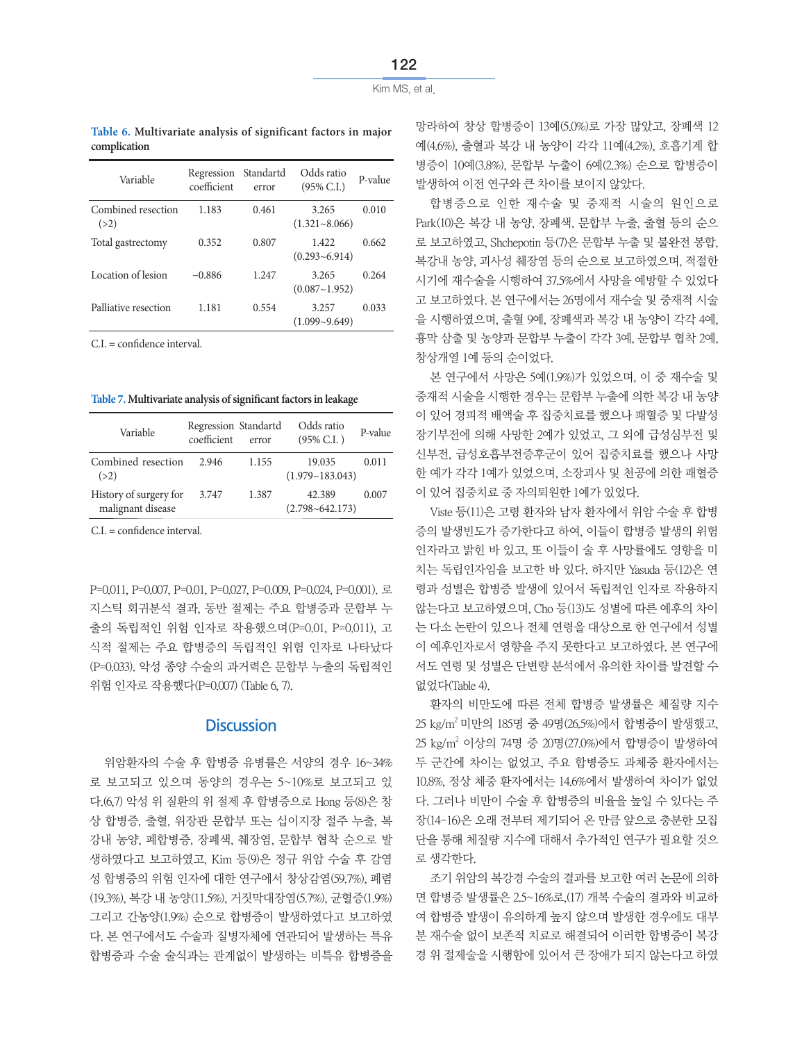**Table 6.** Multivariate analysis of significant factors in major complication

| Variable | Regression coefficient | Standartd error | Odds ratio (95% C.I.) | P-value |
|---|---|---|---|---|
| Combined resection (>2) | 1.183 | 0.461 | 3.265 (1.321~8.066) | 0.010 |
| Total gastrectomy | 0.352 | 0.807 | 1.422 (0.293~6.914) | 0.662 |
| Location of lesion | −0.886 | 1.247 | 3.265 (0.087~1.952) | 0.264 |
| Palliative resection | 1.181 | 0.554 | 3.257 (1.099~9.649) | 0.033 |

C.I. = confidence interval.

**Table 7.** Multivariate analysis of significant factors in leakage

| Variable | Regression coefficient | Standartd error | Odds ratio (95% C.I. ) | P-value |
|---|---|---|---|---|
| Combined resection (>2) | 2.946 | 1.155 | 19.035 (1.979~183.043) | 0.011 |
| History of surgery for malignant disease | 3.747 | 1.387 | 42.389 (2.798~642.173) | 0.007 |

C.I. = confidence interval.

P=0.011, P=0.007, P=0.01, P=0.027, P=0.009, P=0.024, P=0.001). 로지스틱 회귀분석 결과, 동반 절제는 주요 합병증과 문합부 누출의 독립적인 위험 인자로 작용했으며(P=0.01, P=0.011), 고식적 절제는 주요 합병증의 독립적인 위험 인자로 나타났다(P=0.033). 악성 종양 수술의 과거력은 문합부 누출의 독립적인 위험 인자로 작용했다(P=0.007) (Table 6, 7).

## Discussion

위암환자의 수술 후 합병증 유병률은 서양의 경우 16~34%로 보고되고 있으며 동양의 경우는 5~10%로 보고되고 있다.(6,7) 악성 위 질환의 위 절제 후 합병증으로 Hong 등(8)은 창상 합병증, 출혈, 위장관 문합부 또는 십이지장 절주 누출, 복강내 농양, 폐합병증, 장폐색, 췌장염, 문합부 협착 순으로 발생하였다고 보고하였고, Kim 등(9)은 정규 위암 수술 후 감염성 합병증의 위험 인자에 대한 연구에서 창상감염(59.7%), 폐렴(19.3%), 복강 내 농양(11.5%), 거짓막대장염(5.7%), 균혈증(1.9%) 그리고 간농양(1.9%) 순으로 합병증이 발생하였다고 보고하였다. 본 연구에서도 수술과 질병자체에 연관되어 발생하는 특유 합병증과 수술 술식과는 관계없이 발생하는 비특유 합병증을 망라하여 창상 합병증이 13예(5.0%)로 가장 많았고, 장폐색 12예(4.6%), 출혈과 복강 내 농양이 각각 11예(4.2%), 호흡기계 합병증이 10예(3.8%), 문합부 누출이 6예(2.3%) 순으로 합병증이 발생하여 이전 연구와 큰 차이를 보이지 않았다.

합병증으로 인한 재수술 및 중재적 시술의 원인으로 Park(10)은 복강 내 농양, 장폐색, 문합부 누출, 출혈 등의 순으로 보고하였고, Shchepotin 등(7)은 문합부 누출 및 불완전 봉합, 복강내 농양, 괴사성 췌장염 등의 순으로 보고하였으며, 적절한 시기에 재수술을 시행하여 37.5%에서 사망을 예방할 수 있었다고 보고하였다. 본 연구에서는 26명에서 재수술 및 중재적 시술을 시행하였으며, 출혈 9예, 장폐색과 복강 내 농양이 각각 4예, 흉막 삼출 및 농양과 문합부 누출이 각각 3예, 문합부 협착 2예, 창상개열 1예 등의 순이었다.

본 연구에서 사망은 5예(1.9%)가 있었으며, 이 중 재수술 및 중재적 시술을 시행한 경우는 문합부 누출에 의한 복강 내 농양이 있어 경피적 배액술 후 집중치료를 했으나 패혈증 및 다발성 장기부전에 의해 사망한 2예가 있었고, 그 외에 급성심부전 및 신부전, 급성호흡부전증후군이 있어 집중치료를 했으나 사망한 예가 각각 1예가 있었으며, 소장괴사 및 천공에 의한 패혈증이 있어 집중치료 중 자의퇴원한 1예가 있었다.

Viste 등(11)은 고령 환자와 남자 환자에서 위암 수술 후 합병증의 발생빈도가 증가한다고 하여, 이들이 합병증 발생의 위험인자라고 밝힌 바 있고, 또 이들이 술 후 사망률에도 영향을 미치는 독립인자임을 보고한 바 있다. 하지만 Yasuda 등(12)은 연령과 성별은 합병증 발생에 있어서 독립적인 인자로 작용하지 않는다고 보고하였으며, Cho 등(13)도 성별에 따른 예후의 차이는 다소 논란이 있으나 전체 연령을 대상으로 한 연구에서 성별이 예후인자로서 영향을 주지 못한다고 보고하였다. 본 연구에서도 연령 및 성별은 단변량 분석에서 유의한 차이를 발견할 수 없었다(Table 4).

환자의 비만도에 따른 전체 합병증 발생률은 체질량 지수 25 kg/m$^2$ 미만의 185명 중 49명(26.5%)에서 합병증이 발생했고, 25 kg/m$^2$ 이상의 74명 중 20명(27.0%)에서 합병증이 발생하여 두 군간에 차이는 없었고, 주요 합병증도 과체중 환자에서는 10.8%, 정상 체중 환자에서는 14.6%에서 발생하여 차이가 없었다. 그러나 비만이 수술 후 합병증의 비율을 높일 수 있다는 주장(14-16)은 오래 전부터 제기되어 온 만큼 앞으로 충분한 모집단을 통해 체질량 지수에 대해서 추가적인 연구가 필요할 것으로 생각한다.

조기 위암의 복강경 수술의 결과를 보고한 여러 논문에 의하면 합병증 발생률은 2.5~16%로,(17) 개복 수술의 결과와 비교하여 합병증 발생이 유의하게 높지 않으며 발생한 경우에도 대부분 재수술 없이 보존적 치료로 해결되어 이러한 합병증이 복강경 위 절제술을 시행함에 있어서 큰 장애가 되지 않는다고 하였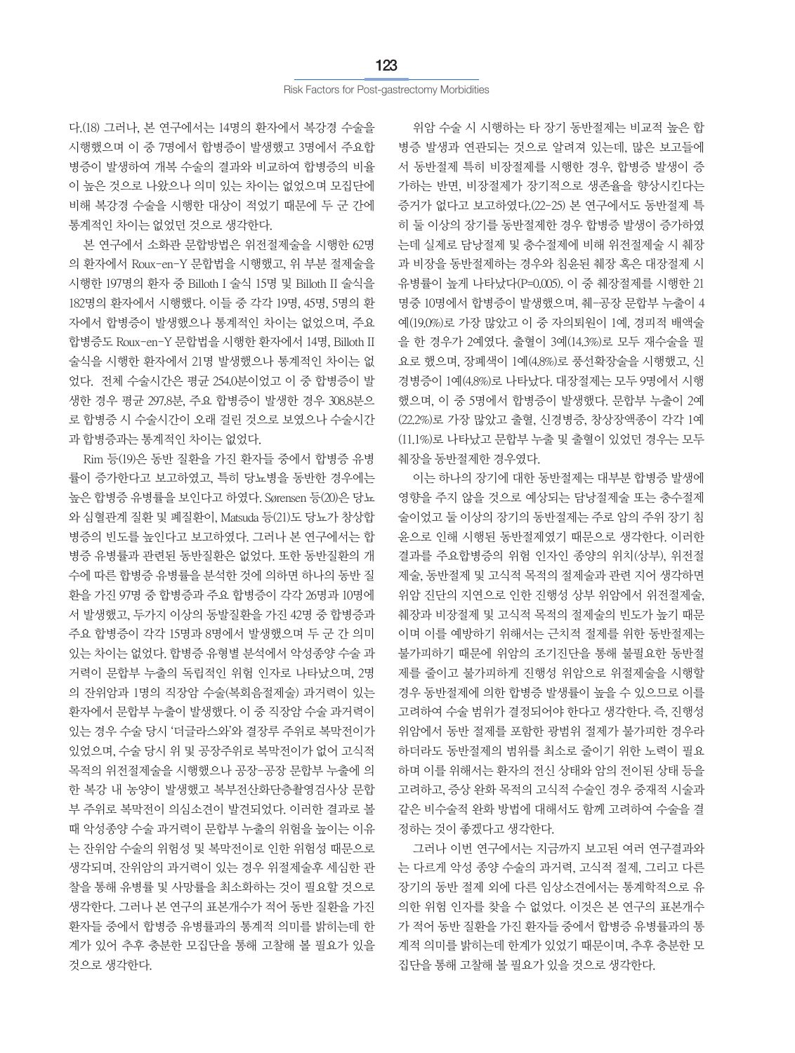다.(18) 그러나, 본 연구에서는 14명의 환자에서 복강경 수술을 시행했으며 이 중 7명에서 합병증이 발생했고 3명에서 주요합병증이 발생하여 개복 수술의 결과와 비교하여 합병증의 비율이 높은 것으로 나왔으나 의미 있는 차이는 없었으며 모집단에 비해 복강경 수술을 시행한 대상이 적었기 때문에 두 군 간에 통계적인 차이는 없었던 것으로 생각한다.

본 연구에서 소화관 문합방법은 위전절제술을 시행한 62명의 환자에서 Roux-en-Y 문합법을 시행했고, 위 부분 절제술을 시행한 197명의 환자 중 Billoth I 술식 15명 및 Billoth II 술식을 182명의 환자에서 시행했다. 이들 중 각각 19명, 45명, 5명의 환자에서 합병증이 발생했으나 통계적인 차이는 없었으며, 주요합병증도 Roux-en-Y 문합법을 시행한 환자에서 14명, Billoth II 술식을 시행한 환자에서 21명 발생했으나 통계적인 차이는 없었다. 전체 수술시간은 평균 254.0분이었고 이 중 합병증이 발생한 경우 평균 297.8분, 주요 합병증이 발생한 경우 308.8분으로 합병증 시 수술시간이 오래 걸린 것으로 보였으나 수술시간과 합병증과는 통계적인 차이는 없었다.

Rim 등(19)은 동반 질환을 가진 환자들 중에서 합병증 유병률이 증가한다고 보고하였고, 특히 당뇨병을 동반한 경우에는 높은 합병증 유병률을 보인다고 하였다. Sørensen 등(20)은 당뇨와 심혈관계 질환 및 폐질환이, Matsuda 등(21)도 당뇨가 창상합병증의 빈도를 높인다고 보고하였다. 그러나 본 연구에서는 합병증 유병률과 관련된 동반질환은 없었다. 또한 동반질환의 개수에 따른 합병증 유병률을 분석한 것에 의하면 하나의 동반 질환을 가진 97명 중 합병증과 주요 합병증이 각각 26명과 10명에서 발생했고, 두가지 이상의 동발질환을 가진 42명 중 합병증과 주요 합병증이 각각 15명과 8명에서 발생했으며 두 군 간 의미 있는 차이는 없었다. 합병증 유형별 분석에서 악성종양 수술 과거력이 문합부 누출의 독립적인 위험 인자로 나타났으며, 2명의 잔위암과 1명의 직장암 수술(복회음절제술) 과거력이 있는 환자에서 문합부 누출이 발생했다. 이 중 직장암 수술 과거력이 있는 경우 수술 당시 '더글라스와'와 결장루 주위로 복막전이가 있었으며, 수술 당시 위 및 공장주위로 복막전이가 없어 고식적 목적의 위전절제술을 시행했으나 공장-공장 문합부 누출에 의한 복강 내 농양이 발생했고 복부전산화단층촬영검사상 문합부 주위로 복막전이 의심소견이 발견되었다. 이러한 결과로 볼 때 악성종양 수술 과거력이 문합부 누출의 위험을 높이는 이유는 잔위암 수술의 위험성 및 복막전이로 인한 위험성 때문으로 생각되며, 잔위암의 과거력이 있는 경우 위절제술후 세심한 관찰을 통해 유병률 및 사망률을 최소화하는 것이 필요할 것으로 생각한다. 그러나 본 연구의 표본개수가 적어 동반 질환을 가진 환자들 중에서 합병증 유병률과의 통계적 의미를 밝히는데 한계가 있어 추후 충분한 모집단을 통해 고찰해 볼 필요가 있을 것으로 생각한다.

위암 수술 시 시행하는 타 장기 동반절제는 비교적 높은 합병증 발생과 연관되는 것으로 알려져 있는데, 많은 보고들에서 동반절제 특히 비장절제를 시행한 경우, 합병증 발생이 증가하는 반면, 비장절제가 장기적으로 생존율을 향상시킨다는 증거가 없다고 보고하였다.(22-25) 본 연구에서도 동반절제 특히 둘 이상의 장기를 동반절제한 경우 합병증 발생이 증가하였는데 실제로 담낭절제 및 충수절제에 비해 위전절제술 시 췌장과 비장을 동반절제하는 경우와 침윤된 췌장 혹은 대장절제 시 유병률이 높게 나타났다(P=0.005). 이 중 췌장절제를 시행한 21명중 10명에서 합병증이 발생했으며, 췌-공장 문합부 누출이 4예(19.0%)로 가장 많았고 이 중 자의퇴원이 1예, 경피적 배액술을 한 경우가 2예였다. 출혈이 3예(14.3%)로 모두 재수술을 필요로 했으며, 장폐색이 1예(4.8%)로 풍선확장술을 시행했고, 신경병증이 1예(4.8%)로 나타났다. 대장절제는 모두 9명에서 시행했으며, 이 중 5명에서 합병증이 발생했다. 문합부 누출이 2예(22.2%)로 가장 많았고 출혈, 신경병증, 창상장액종이 각각 1예(11.1%)로 나타났고 문합부 누출 및 출혈이 있었던 경우는 모두 췌장을 동반절제한 경우였다.

이는 하나의 장기에 대한 동반절제는 대부분 합병증 발생에 영향을 주지 않을 것으로 예상되는 담낭절제술 또는 충수절제술이었고 둘 이상의 장기의 동반절제는 주로 암의 주위 장기 침윤으로 인해 시행된 동반절제였기 때문으로 생각한다. 이러한 결과를 주요합병증의 위험 인자인 종양의 위치(상부), 위전절제술, 동반절제 및 고식적 목적의 절제술과 관련 지어 생각하면 위암 진단의 지연으로 인한 진행성 상부 위암에서 위전절제술, 췌장과 비장절제 및 고식적 목적의 절제술의 빈도가 높기 때문이며 이를 예방하기 위해서는 근치적 절제를 위한 동반절제는 불가피하기 때문에 위암의 조기진단을 통해 불필요한 동반절제를 줄이고 불가피하게 진행성 위암으로 위절제술을 시행할 경우 동반절제에 의한 합병증 발생률이 높을 수 있으므로 이를 고려하여 수술 범위가 결정되어야 한다고 생각한다. 즉, 진행성 위암에서 동반 절제를 포함한 광범위 절제가 불가피한 경우라 하더라도 동반절제의 범위를 최소로 줄이기 위한 노력이 필요하며 이를 위해서는 환자의 전신 상태와 암의 전이된 상태 등을 고려하고, 증상 완화 목적의 고식적 수술인 경우 중재적 시술과 같은 비수술적 완화 방법에 대해서도 함께 고려하여 수술을 결정하는 것이 좋겠다고 생각한다.

그러나 이번 연구에서는 지금까지 보고된 여러 연구결과와는 다르게 악성 종양 수술의 과거력, 고식적 절제, 그리고 다른 장기의 동반 절제 외에 다른 임상소견에서는 통계학적으로 유의한 위험 인자를 찾을 수 없었다. 이것은 본 연구의 표본개수가 적어 동반 질환을 가진 환자들 중에서 합병증 유병률과의 통계적 의미를 밝히는데 한계가 있었기 때문이며, 추후 충분한 모집단을 통해 고찰해 볼 필요가 있을 것으로 생각한다.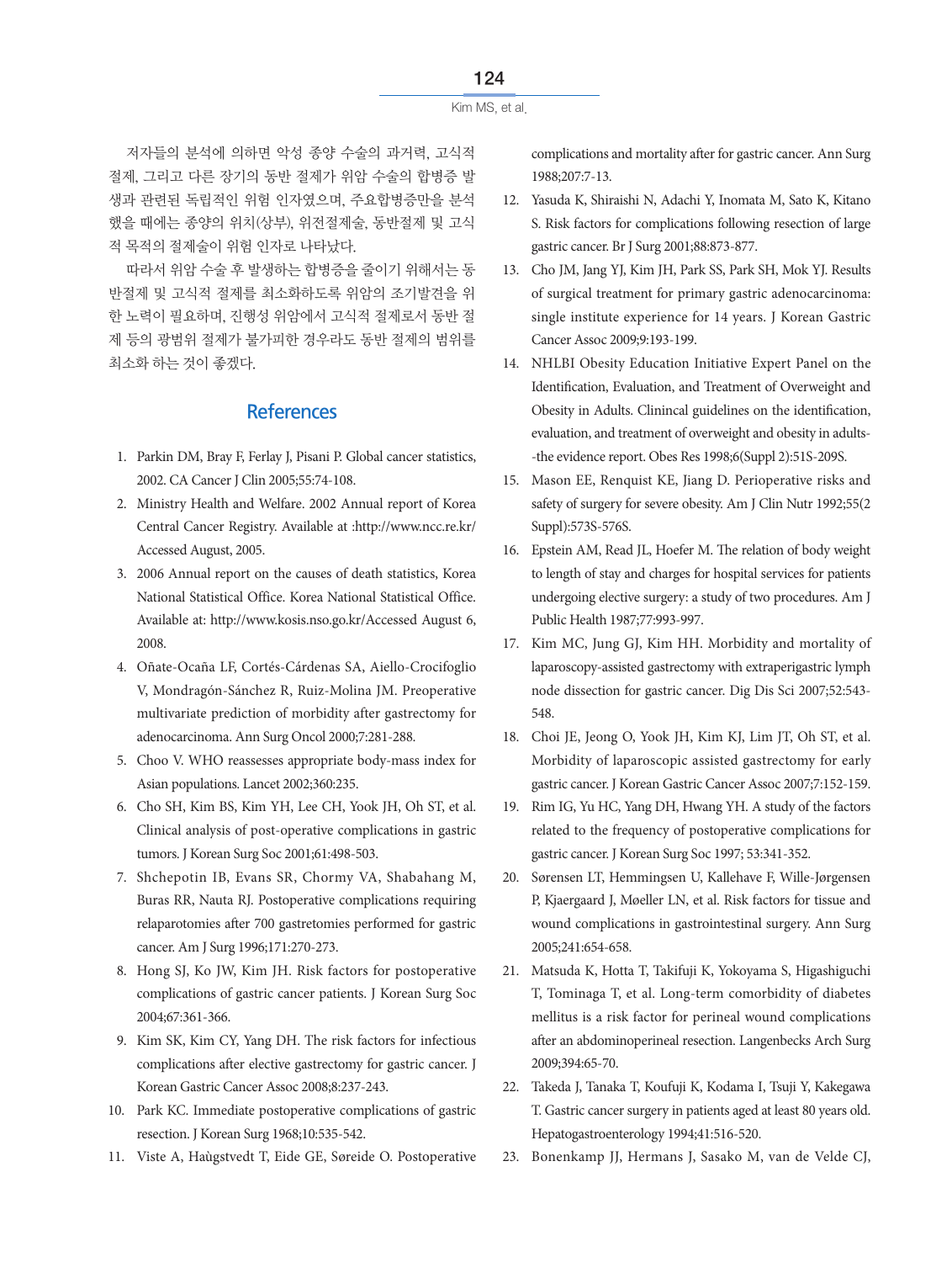저자들의 분석에 의하면 악성 종양 수술의 과거력, 고식적 절제, 그리고 다른 장기의 동반 절제가 위암 수술의 합병증 발생과 관련된 독립적인 위험 인자였으며, 주요합병증만을 분석했을 때에는 종양의 위치(상부), 위전절제술, 동반절제 및 고식적 목적의 절제술이 위험 인자로 나타났다.

따라서 위암 수술 후 발생하는 합병증을 줄이기 위해서는 동반절제 및 고식적 절제를 최소화하도록 위암의 조기발견을 위한 노력이 필요하며, 진행성 위암에서 고식적 절제로서 동반 절제 등의 광범위 절제가 불가피한 경우라도 동반 절제의 범위를 최소화 하는 것이 좋겠다.

## References

1. Parkin DM, Bray F, Ferlay J, Pisani P. Global cancer statistics, 2002. CA Cancer J Clin 2005;55:74-108.
2. Ministry Health and Welfare. 2002 Annual report of Korea Central Cancer Registry. Available at :http://www.ncc.re.kr/ Accessed August, 2005.
3. 2006 Annual report on the causes of death statistics, Korea National Statistical Office. Korea National Statistical Office. Available at: http://www.kosis.nso.go.kr/Accessed August 6, 2008.
4. Oñate-Ocaña LF, Cortés-Cárdenas SA, Aiello-Crocifoglio V, Mondragón-Sánchez R, Ruiz-Molina JM. Preoperative multivariate prediction of morbidity after gastrectomy for adenocarcinoma. Ann Surg Oncol 2000;7:281-288.
5. Choo V. WHO reassesses appropriate body-mass index for Asian populations. Lancet 2002;360:235.
6. Cho SH, Kim BS, Kim YH, Lee CH, Yook JH, Oh ST, et al. Clinical analysis of post-operative complications in gastric tumors. J Korean Surg Soc 2001;61:498-503.
7. Shchepotin IB, Evans SR, Chormy VA, Shabahang M, Buras RR, Nauta RJ. Postoperative complications requiring relaparotomies after 700 gastretomies performed for gastric cancer. Am J Surg 1996;171:270-273.
8. Hong SJ, Ko JW, Kim JH. Risk factors for postoperative complications of gastric cancer patients. J Korean Surg Soc 2004;67:361-366.
9. Kim SK, Kim CY, Yang DH. The risk factors for infectious complications after elective gastrectomy for gastric cancer. J Korean Gastric Cancer Assoc 2008;8:237-243.
10. Park KC. Immediate postoperative complications of gastric resection. J Korean Surg 1968;10:535-542.
11. Viste A, Haùgstvedt T, Eide GE, Søreide O. Postoperative complications and mortality after for gastric cancer. Ann Surg 1988;207:7-13.
12. Yasuda K, Shiraishi N, Adachi Y, Inomata M, Sato K, Kitano S. Risk factors for complications following resection of large gastric cancer. Br J Surg 2001;88:873-877.
13. Cho JM, Jang YJ, Kim JH, Park SS, Park SH, Mok YJ. Results of surgical treatment for primary gastric adenocarcinoma: single institute experience for 14 years. J Korean Gastric Cancer Assoc 2009;9:193-199.
14. NHLBI Obesity Education Initiative Expert Panel on the Identification, Evaluation, and Treatment of Overweight and Obesity in Adults. Clinincal guidelines on the identification, evaluation, and treatment of overweight and obesity in adults--the evidence report. Obes Res 1998;6(Suppl 2):51S-209S.
15. Mason EE, Renquist KE, Jiang D. Perioperative risks and safety of surgery for severe obesity. Am J Clin Nutr 1992;55(2 Suppl):573S-576S.
16. Epstein AM, Read JL, Hoefer M. The relation of body weight to length of stay and charges for hospital services for patients undergoing elective surgery: a study of two procedures. Am J Public Health 1987;77:993-997.
17. Kim MC, Jung GJ, Kim HH. Morbidity and mortality of laparoscopy-assisted gastrectomy with extraperigastric lymph node dissection for gastric cancer. Dig Dis Sci 2007;52:543-548.
18. Choi JE, Jeong O, Yook JH, Kim KJ, Lim JT, Oh ST, et al. Morbidity of laparoscopic assisted gastrectomy for early gastric cancer. J Korean Gastric Cancer Assoc 2007;7:152-159.
19. Rim IG, Yu HC, Yang DH, Hwang YH. A study of the factors related to the frequency of postoperative complications for gastric cancer. J Korean Surg Soc 1997; 53:341-352.
20. Sørensen LT, Hemmingsen U, Kallehave F, Wille-Jørgensen P, Kjaergaard J, Møeller LN, et al. Risk factors for tissue and wound complications in gastrointestinal surgery. Ann Surg 2005;241:654-658.
21. Matsuda K, Hotta T, Takifuji K, Yokoyama S, Higashiguchi T, Tominaga T, et al. Long-term comorbidity of diabetes mellitus is a risk factor for perineal wound complications after an abdominoperineal resection. Langenbecks Arch Surg 2009;394:65-70.
22. Takeda J, Tanaka T, Koufuji K, Kodama I, Tsuji Y, Kakegawa T. Gastric cancer surgery in patients aged at least 80 years old. Hepatogastroenterology 1994;41:516-520.
23. Bonenkamp JJ, Hermans J, Sasako M, van de Velde CJ,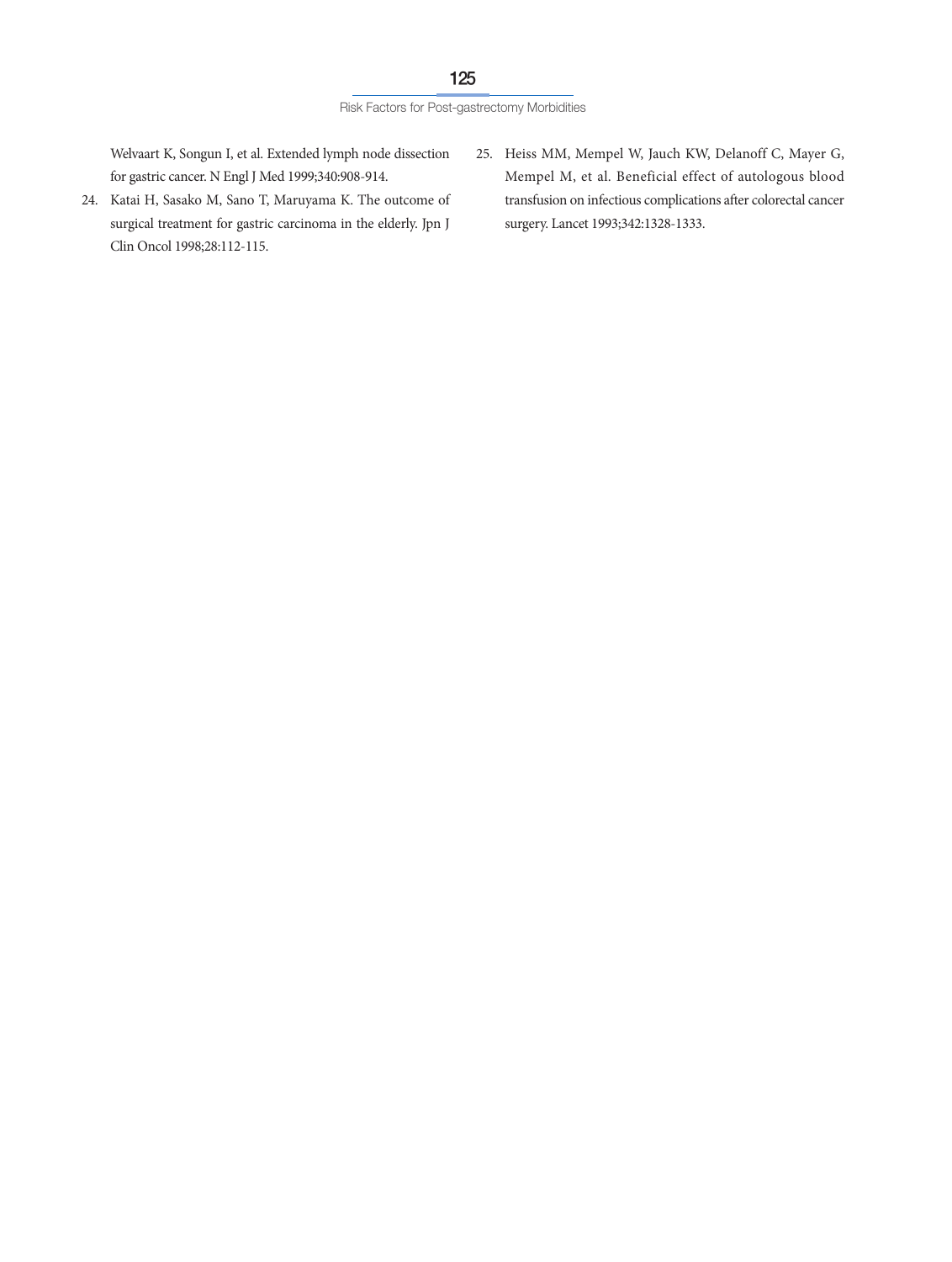Welvaart K, Songun I, et al. Extended lymph node dissection for gastric cancer. N Engl J Med 1999;340:908-914.

24. Katai H, Sasako M, Sano T, Maruyama K. The outcome of surgical treatment for gastric carcinoma in the elderly. Jpn J Clin Oncol 1998;28:112-115.
25. Heiss MM, Mempel W, Jauch KW, Delanoff C, Mayer G, Mempel M, et al. Beneficial effect of autologous blood transfusion on infectious complications after colorectal cancer surgery. Lancet 1993;342:1328-1333.